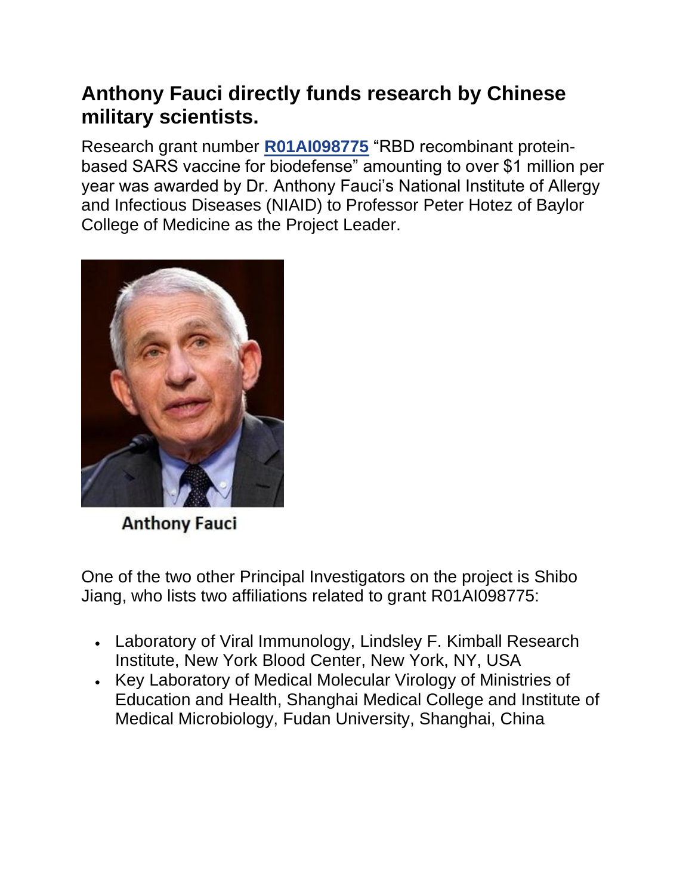## Anthony Fauci directly funds research by Chinese military scientists.

Research grant number **R01AI098775** "RBD recombinant protein-based SARS vaccine for biodefense" amounting to over $1 million per year was awarded by Dr. Anthony Fauci's National Institute of Allergy and Infectious Diseases (NIAID) to Professor Peter Hotez of Baylor College of Medicine as the Project Leader.

Anthony Fauci

One of the two other Principal Investigators on the project is Shibo Jiang, who lists two affiliations related to grant R01AI098775:

- Laboratory of Viral Immunology, Lindsley F. Kimball Research Institute, New York Blood Center, New York, NY, USA
- Key Laboratory of Medical Molecular Virology of Ministries of Education and Health, Shanghai Medical College and Institute of Medical Microbiology, Fudan University, Shanghai, China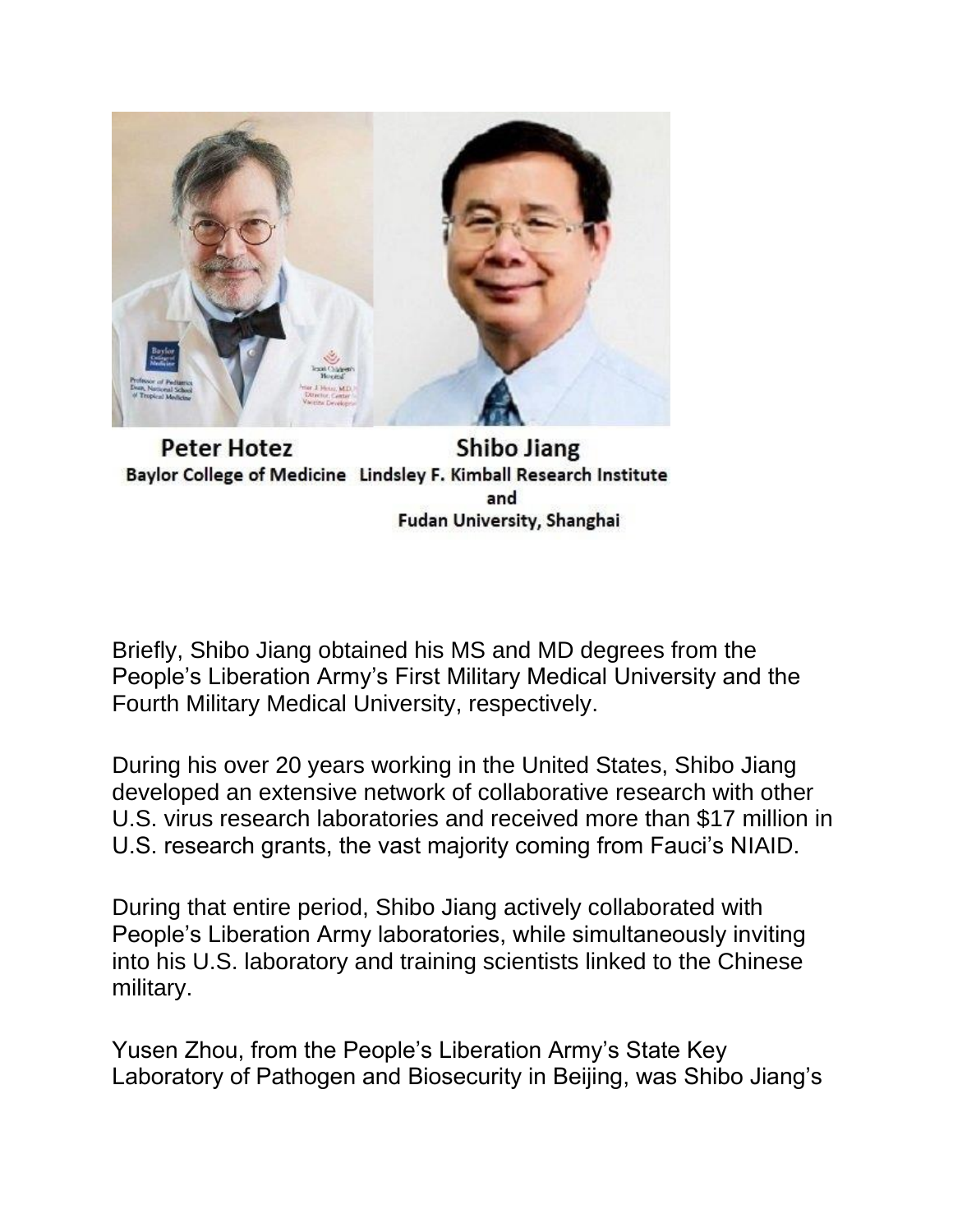Peter Hotez
Baylor College of Medicine

Shibo Jiang
Lindsley F. Kimball Research Institute
and
Fudan University, Shanghai

Briefly, Shibo Jiang obtained his MS and MD degrees from the People's Liberation Army's First Military Medical University and the Fourth Military Medical University, respectively.

During his over 20 years working in the United States, Shibo Jiang developed an extensive network of collaborative research with other U.S. virus research laboratories and received more than $17 million in U.S. research grants, the vast majority coming from Fauci's NIAID.

During that entire period, Shibo Jiang actively collaborated with People's Liberation Army laboratories, while simultaneously inviting into his U.S. laboratory and training scientists linked to the Chinese military.

Yusen Zhou, from the People's Liberation Army's State Key Laboratory of Pathogen and Biosecurity in Beijing, was Shibo Jiang's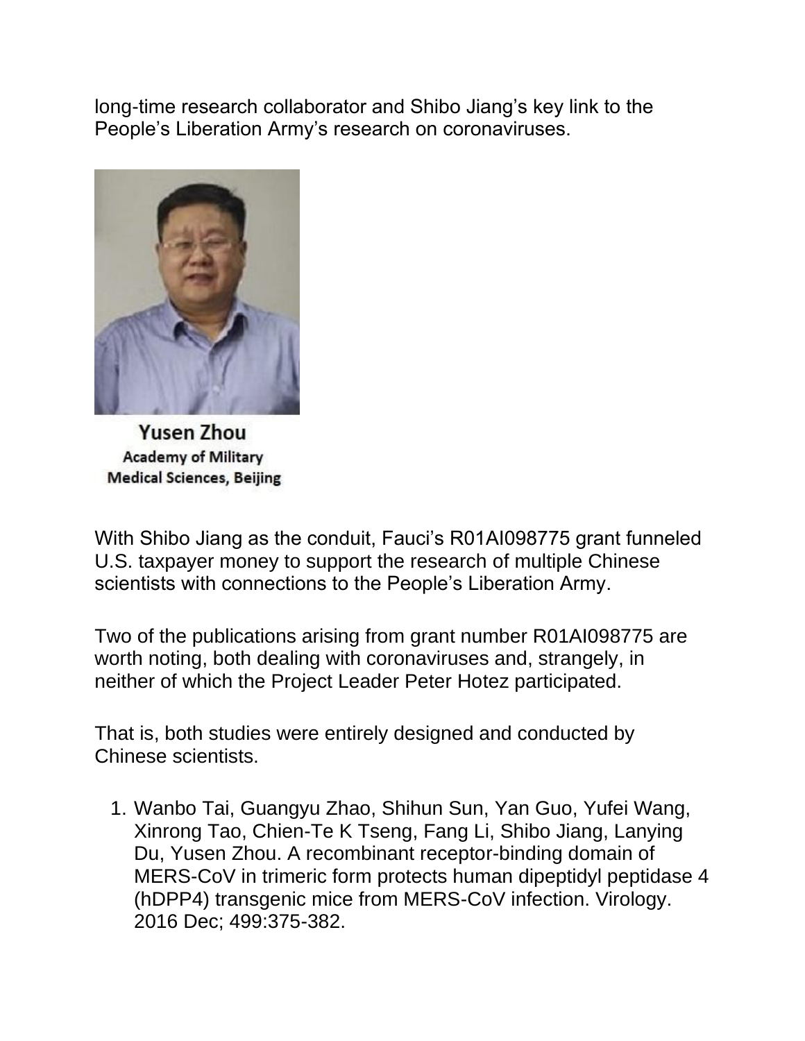long-time research collaborator and Shibo Jiang's key link to the People's Liberation Army's research on coronaviruses.

**Yusen Zhou**
**Academy of Military Medical Sciences, Beijing**

With Shibo Jiang as the conduit, Fauci's R01AI098775 grant funneled U.S. taxpayer money to support the research of multiple Chinese scientists with connections to the People's Liberation Army.

Two of the publications arising from grant number R01AI098775 are worth noting, both dealing with coronaviruses and, strangely, in neither of which the Project Leader Peter Hotez participated.

That is, both studies were entirely designed and conducted by Chinese scientists.

1. Wanbo Tai, Guangyu Zhao, Shihun Sun, Yan Guo, Yufei Wang, Xinrong Tao, Chien-Te K Tseng, Fang Li, Shibo Jiang, Lanying Du, Yusen Zhou. A recombinant receptor-binding domain of MERS-CoV in trimeric form protects human dipeptidyl peptidase 4 (hDPP4) transgenic mice from MERS-CoV infection. Virology. 2016 Dec; 499:375-382.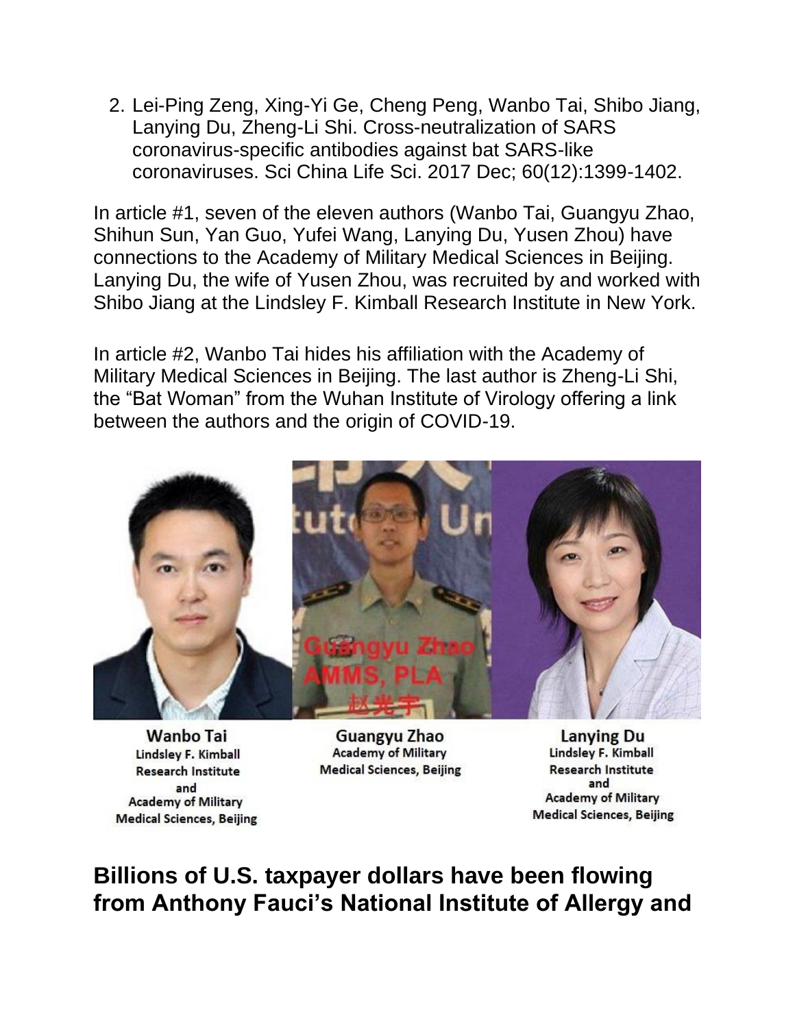2. Lei-Ping Zeng, Xing-Yi Ge, Cheng Peng, Wanbo Tai, Shibo Jiang, Lanying Du, Zheng-Li Shi. Cross-neutralization of SARS coronavirus-specific antibodies against bat SARS-like coronaviruses. Sci China Life Sci. 2017 Dec; 60(12):1399-1402.

In article #1, seven of the eleven authors (Wanbo Tai, Guangyu Zhao, Shihun Sun, Yan Guo, Yufei Wang, Lanying Du, Yusen Zhou) have connections to the Academy of Military Medical Sciences in Beijing. Lanying Du, the wife of Yusen Zhou, was recruited by and worked with Shibo Jiang at the Lindsley F. Kimball Research Institute in New York.

In article #2, Wanbo Tai hides his affiliation with the Academy of Military Medical Sciences in Beijing. The last author is Zheng-Li Shi, the "Bat Woman" from the Wuhan Institute of Virology offering a link between the authors and the origin of COVID-19.

**Wanbo Tai**
Lindsley F. Kimball Research Institute and Academy of Military Medical Sciences, Beijing

**Guangyu Zhao**
Academy of Military Medical Sciences, Beijing

**Lanying Du**
Lindsley F. Kimball Research Institute and Academy of Military Medical Sciences, Beijing

## Billions of U.S. taxpayer dollars have been flowing from Anthony Fauci's National Institute of Allergy and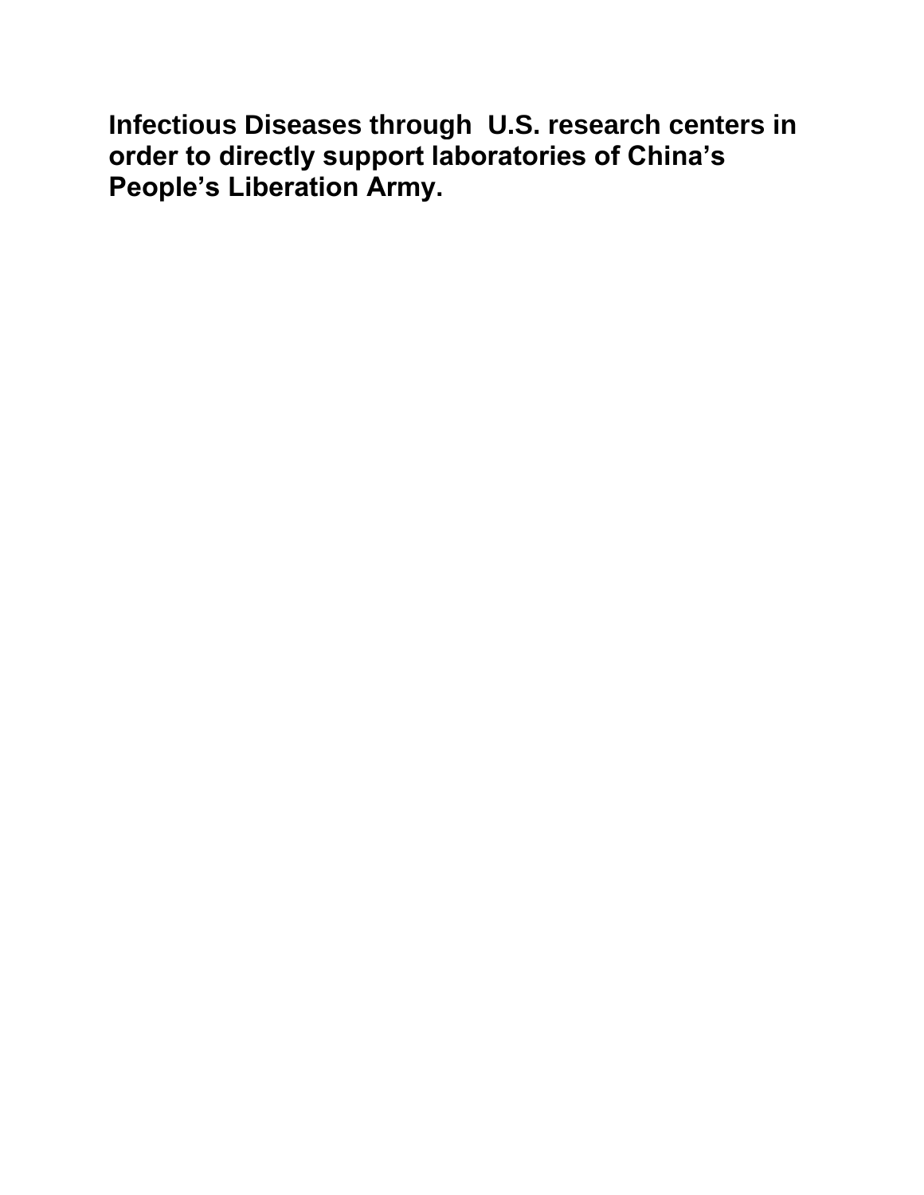**Infectious Diseases through  U.S. research centers in order to directly support laboratories of China's People's Liberation Army.**